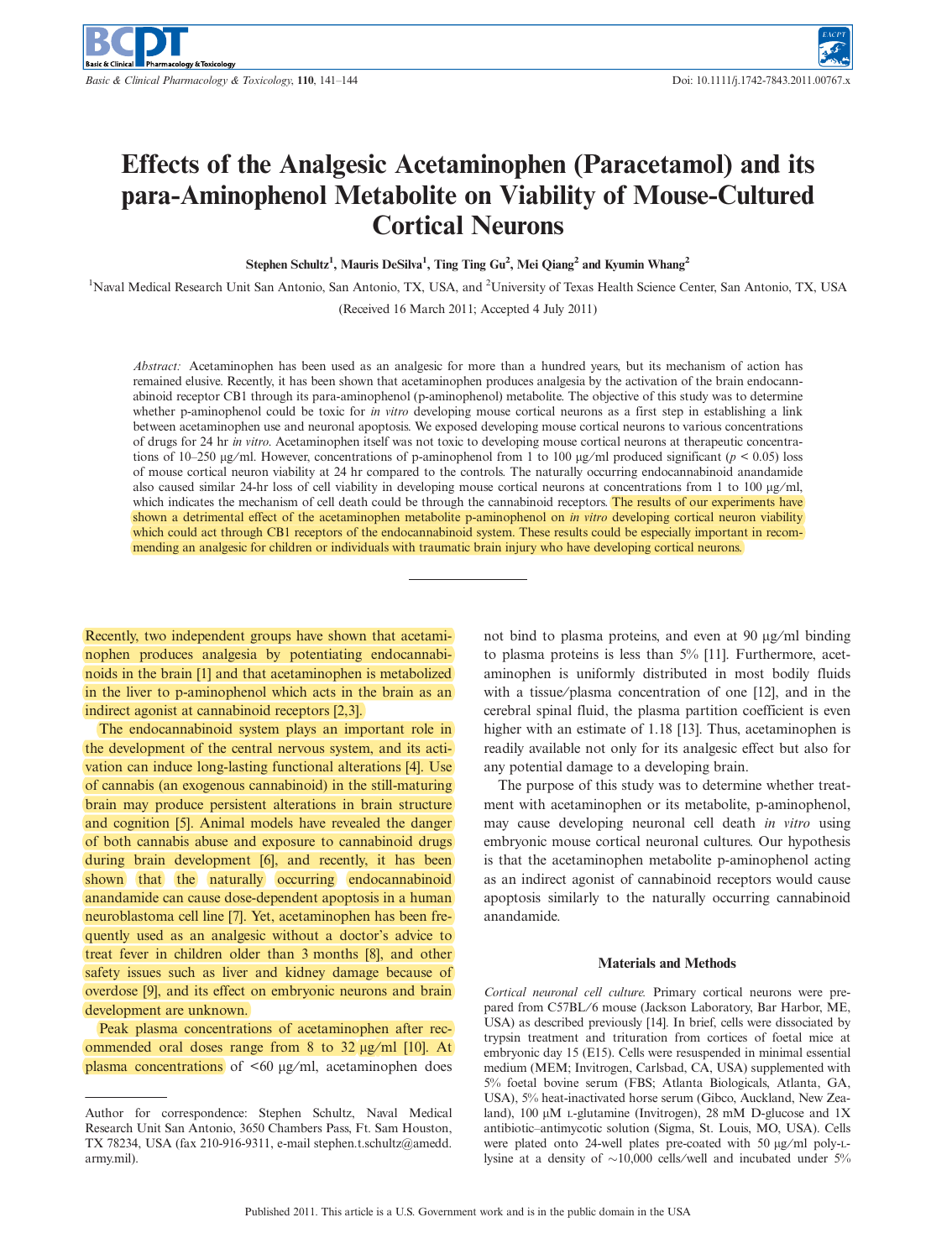// Effects of the Analgesic Acetaminophen (Paracetamol) and its para-Aminophenol Metabolite on Viability of Mouse-Cultured Cortical Neurons

**Stephen Schultz[1], Mauris DeSilva[1], Ting Ting Gu[2], Mei Qiang[2] and Kyumin Whang[2]**

[1]Naval Medical Research Unit San Antonio, San Antonio, TX, USA, and [2]University of Texas Health Science Center, San Antonio, TX, USA

(Received 16 March 2011; Accepted 4 July 2011)

*Abstract:* Acetaminophen has been used as an analgesic for more than a hundred years, but its mechanism of action has remained elusive. Recently, it has been shown that acetaminophen produces analgesia by the activation of the brain endocannabinoid receptor CB1 through its para-aminophenol (p-aminophenol) metabolite. The objective of this study was to determine whether p-aminophenol could be toxic for *in vitro* developing mouse cortical neurons as a first step in establishing a link between acetaminophen use and neuronal apoptosis. We exposed developing mouse cortical neurons to various concentrations of drugs for 24 hr *in vitro*. Acetaminophen itself was not toxic to developing mouse cortical neurons at therapeutic concentrations of 10–250 μg/ml. However, concentrations of p-aminophenol from 1 to 100 μg/ml produced significant ($p < 0.05$) loss of mouse cortical neuron viability at 24 hr compared to the controls. The naturally occurring endocannabinoid anandamide also caused similar 24-hr loss of cell viability in developing mouse cortical neurons at concentrations from 1 to 100 μg/ml, which indicates the mechanism of cell death could be through the cannabinoid receptors. The results of our experiments have shown a detrimental effect of the acetaminophen metabolite p-aminophenol on *in vitro* developing cortical neuron viability which could act through CB1 receptors of the endocannabinoid system. These results could be especially important in recommending an analgesic for children or individuals with traumatic brain injury who have developing cortical neurons.

---

Recently, two independent groups have shown that acetaminophen produces analgesia by potentiating endocannabinoids in the brain [1] and that acetaminophen is metabolized in the liver to p-aminophenol which acts in the brain as an indirect agonist at cannabinoid receptors [2,3].

The endocannabinoid system plays an important role in the development of the central nervous system, and its activation can induce long-lasting functional alterations [4]. Use of cannabis (an exogenous cannabinoid) in the still-maturing brain may produce persistent alterations in brain structure and cognition [5]. Animal models have revealed the danger of both cannabis abuse and exposure to cannabinoid drugs during brain development [6], and recently, it has been shown that the naturally occurring endocannabinoid anandamide can cause dose-dependent apoptosis in a human neuroblastoma cell line [7]. Yet, acetaminophen has been frequently used as an analgesic without a doctor's advice to treat fever in children older than 3 months [8], and other safety issues such as liver and kidney damage because of overdose [9], and its effect on embryonic neurons and brain development are unknown.

Peak plasma concentrations of acetaminophen after recommended oral doses range from 8 to 32 μg/ml [10]. At plasma concentrations of <60 μg/ml, acetaminophen does not bind to plasma proteins, and even at 90 μg/ml binding to plasma proteins is less than 5% [11]. Furthermore, acetaminophen is uniformly distributed in most bodily fluids with a tissue/plasma concentration of one [12], and in the cerebral spinal fluid, the plasma partition coefficient is even higher with an estimate of 1.18 [13]. Thus, acetaminophen is readily available not only for its analgesic effect but also for any potential damage to a developing brain.

The purpose of this study was to determine whether treatment with acetaminophen or its metabolite, p-aminophenol, may cause developing neuronal cell death *in vitro* using embryonic mouse cortical neuronal cultures. Our hypothesis is that the acetaminophen metabolite p-aminophenol acting as an indirect agonist of cannabinoid receptors would cause apoptosis similarly to the naturally occurring cannabinoid anandamide.

## Materials and Methods

*Cortical neuronal cell culture.* Primary cortical neurons were prepared from C57BL/6 mouse (Jackson Laboratory, Bar Harbor, ME, USA) as described previously [14]. In brief, cells were dissociated by trypsin treatment and trituration from cortices of foetal mice at embryonic day 15 (E15). Cells were resuspended in minimal essential medium (MEM; Invitrogen, Carlsbad, CA, USA) supplemented with 5% foetal bovine serum (FBS; Atlanta Biologicals, Atlanta, GA, USA), 5% heat-inactivated horse serum (Gibco, Auckland, New Zealand), 100 μM L-glutamine (Invitrogen), 28 mM D-glucose and 1X antibiotic–antimycotic solution (Sigma, St. Louis, MO, USA). Cells were plated onto 24-well plates pre-coated with 50 μg/ml poly-L-lysine at a density of ~10,000 cells/well and incubated under 5%

---

Author for correspondence: Stephen Schultz, Naval Medical Research Unit San Antonio, 3650 Chambers Pass, Ft. Sam Houston, TX 78234, USA (fax 210-916-9311, e-mail stephen.t.schultz@amedd.army.mil).

Published 2011. This article is a U.S. Government work and is in the public domain in the USA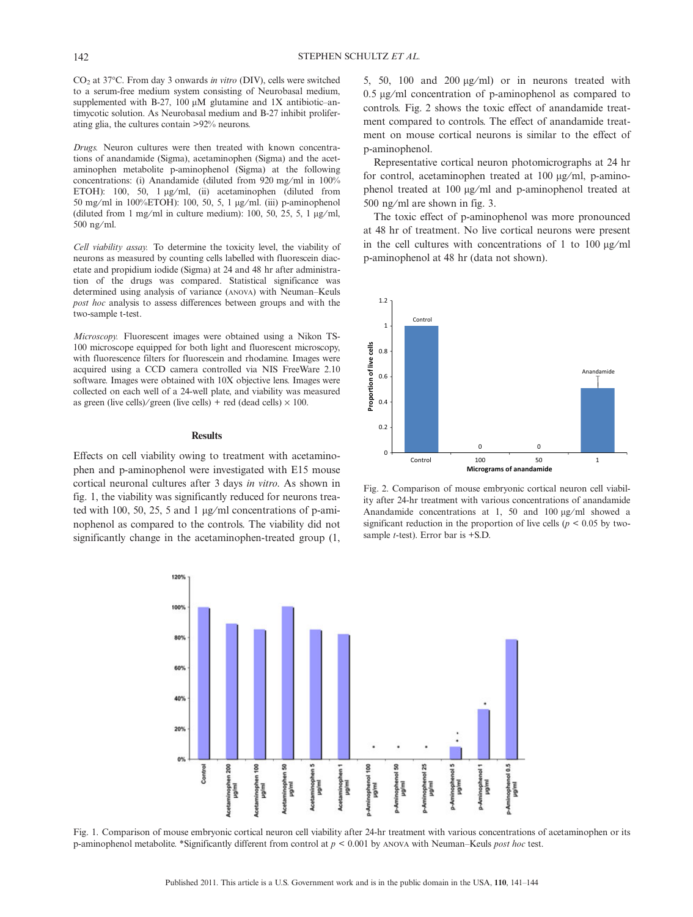$CO_2$ at 37°C. From day 3 onwards *in vitro* (DIV), cells were switched to a serum-free medium system consisting of Neurobasal medium, supplemented with B-27, 100 μM glutamine and 1X antibiotic–antimycotic solution. As Neurobasal medium and B-27 inhibit proliferating glia, the cultures contain >92% neurons.

*Drugs.* Neuron cultures were then treated with known concentrations of anandamide (Sigma), acetaminophen (Sigma) and the acetaminophen metabolite p-aminophenol (Sigma) at the following concentrations: (i) Anandamide (diluted from 920 mg/ml in 100% ETOH): 100, 50, 1 μg/ml, (ii) acetaminophen (diluted from 50 mg/ml in 100%ETOH): 100, 50, 5, 1 μg/ml. (iii) p-aminophenol (diluted from 1 mg/ml in culture medium): 100, 50, 25, 5, 1 μg/ml, 500 ng/ml.

*Cell viability assay.* To determine the toxicity level, the viability of neurons as measured by counting cells labelled with fluorescein diacetate and propidium iodide (Sigma) at 24 and 48 hr after administration of the drugs was compared. Statistical significance was determined using analysis of variance (ANOVA) with Neuman–Keuls *post hoc* analysis to assess differences between groups and with the two-sample t-test.

*Microscopy.* Fluorescent images were obtained using a Nikon TS-100 microscope equipped for both light and fluorescent microscopy, with fluorescence filters for fluorescein and rhodamine. Images were acquired using a CCD camera controlled via NIS FreeWare 2.10 software. Images were obtained with 10X objective lens. Images were collected on each well of a 24-well plate, and viability was measured as green (live cells)/green (live cells) + red (dead cells) × 100.

## Results

Effects on cell viability owing to treatment with acetaminophen and p-aminophenol were investigated with E15 mouse cortical neuronal cultures after 3 days *in vitro*. As shown in fig. 1, the viability was significantly reduced for neurons treated with 100, 50, 25, 5 and 1 μg/ml concentrations of p-aminophenol as compared to the controls. The viability did not significantly change in the acetaminophen-treated group (1, 5, 50, 100 and 200 μg/ml) or in neurons treated with 0.5 μg/ml concentration of p-aminophenol as compared to controls. Fig. 2 shows the toxic effect of anandamide treatment compared to controls. The effect of anandamide treatment on mouse cortical neurons is similar to the effect of p-aminophenol.

Representative cortical neuron photomicrographs at 24 hr for control, acetaminophen treated at 100 μg/ml, p-aminophenol treated at 100 μg/ml and p-aminophenol treated at 500 ng/ml are shown in fig. 3.

The toxic effect of p-aminophenol was more pronounced at 48 hr of treatment. No live cortical neurons were present in the cell cultures with concentrations of 1 to 100 μg/ml p-aminophenol at 48 hr (data not shown).

Fig. 2. Comparison of mouse embryonic cortical neuron cell viability after 24-hr treatment with various concentrations of anandamide Anandamide concentrations at 1, 50 and 100 μg/ml showed a significant reduction in the proportion of live cells ($p < 0.05$ by two-sample *t*-test). Error bar is +S.D.

Fig. 1. Comparison of mouse embryonic cortical neuron cell viability after 24-hr treatment with various concentrations of acetaminophen or its p-aminophenol metabolite. *Significantly different from control at $p < 0.001$ by ANOVA with Neuman–Keuls *post hoc* test.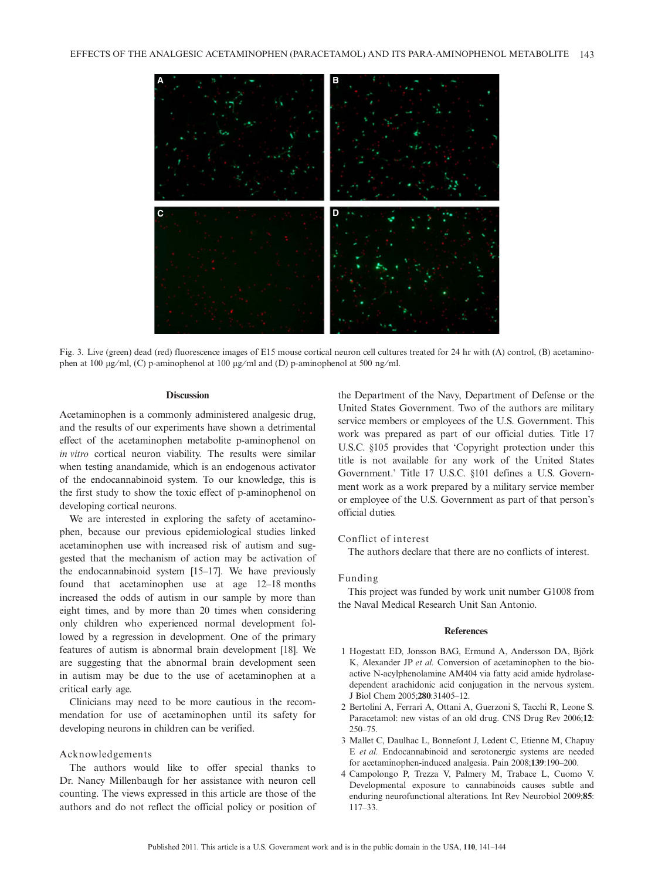Fig. 3. Live (green) dead (red) fluorescence images of E15 mouse cortical neuron cell cultures treated for 24 hr with (A) control, (B) acetaminophen at 100 μg/ml, (C) p-aminophenol at 100 μg/ml and (D) p-aminophenol at 500 ng/ml.

## Discussion

Acetaminophen is a commonly administered analgesic drug, and the results of our experiments have shown a detrimental effect of the acetaminophen metabolite p-aminophenol on *in vitro* cortical neuron viability. The results were similar when testing anandamide, which is an endogenous activator of the endocannabinoid system. To our knowledge, this is the first study to show the toxic effect of p-aminophenol on developing cortical neurons.

We are interested in exploring the safety of acetaminophen, because our previous epidemiological studies linked acetaminophen use with increased risk of autism and suggested that the mechanism of action may be activation of the endocannabinoid system [15–17]. We have previously found that acetaminophen use at age 12–18 months increased the odds of autism in our sample by more than eight times, and by more than 20 times when considering only children who experienced normal development followed by a regression in development. One of the primary features of autism is abnormal brain development [18]. We are suggesting that the abnormal brain development seen in autism may be due to the use of acetaminophen at a critical early age.

Clinicians may need to be more cautious in the recommendation for use of acetaminophen until its safety for developing neurons in children can be verified.

### Acknowledgements

The authors would like to offer special thanks to Dr. Nancy Millenbaugh for her assistance with neuron cell counting. The views expressed in this article are those of the authors and do not reflect the official policy or position of the Department of the Navy, Department of Defense or the United States Government. Two of the authors are military service members or employees of the U.S. Government. This work was prepared as part of our official duties. Title 17 U.S.C. §105 provides that 'Copyright protection under this title is not available for any work of the United States Government.' Title 17 U.S.C. §101 defines a U.S. Government work as a work prepared by a military service member or employee of the U.S. Government as part of that person's official duties.

### Conflict of interest

The authors declare that there are no conflicts of interest.

### Funding

This project was funded by work unit number G1008 from the Naval Medical Research Unit San Antonio.

## References

1 Hogestatt ED, Jonsson BAG, Ermund A, Andersson DA, Björk K, Alexander JP *et al.* Conversion of acetaminophen to the bioactive N-acylphenolamine AM404 via fatty acid amide hydrolase-dependent arachidonic acid conjugation in the nervous system. J Biol Chem 2005;**280**:31405–12.

2 Bertolini A, Ferrari A, Ottani A, Guerzoni S, Tacchi R, Leone S. Paracetamol: new vistas of an old drug. CNS Drug Rev 2006;**12**: 250–75.

3 Mallet C, Daulhac L, Bonnefont J, Ledent C, Etienne M, Chapuy E *et al.* Endocannabinoid and serotonergic systems are needed for acetaminophen-induced analgesia. Pain 2008;**139**:190–200.

4 Campolongo P, Trezza V, Palmery M, Trabace L, Cuomo V. Developmental exposure to cannabinoids causes subtle and enduring neurofunctional alterations. Int Rev Neurobiol 2009;**85**: 117–33.

Published 2011. This article is a U.S. Government work and is in the public domain in the USA.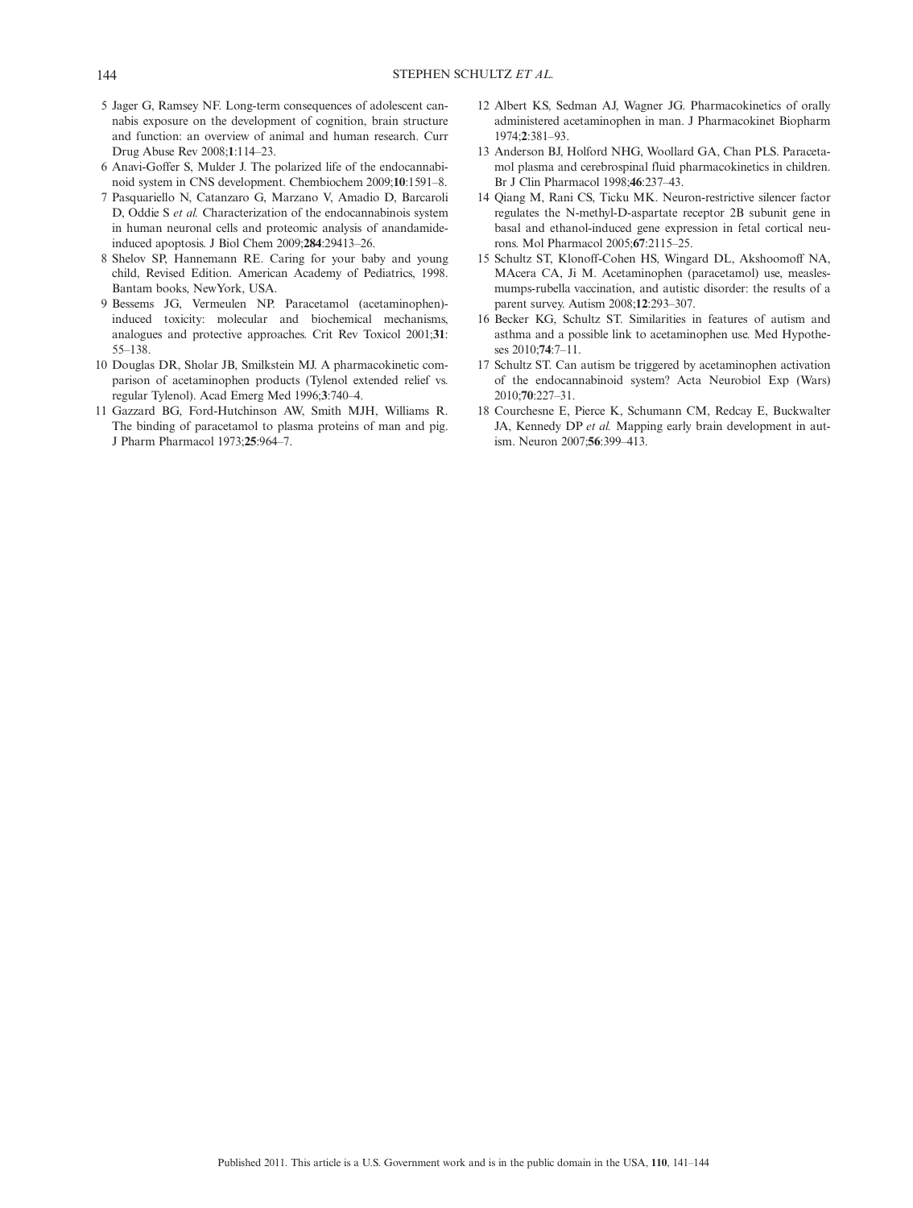5 Jager G, Ramsey NF. Long-term consequences of adolescent cannabis exposure on the development of cognition, brain structure and function: an overview of animal and human research. Curr Drug Abuse Rev 2008;**1**:114–23.

6 Anavi-Goffer S, Mulder J. The polarized life of the endocannabinoid system in CNS development. Chembiochem 2009;**10**:1591–8.

7 Pasquariello N, Catanzaro G, Marzano V, Amadio D, Barcaroli D, Oddie S *et al.* Characterization of the endocannabinois system in human neuronal cells and proteomic analysis of anandamide-induced apoptosis. J Biol Chem 2009;**284**:29413–26.

8 Shelov SP, Hannemann RE. Caring for your baby and young child, Revised Edition. American Academy of Pediatrics, 1998. Bantam books, NewYork, USA.

9 Bessems JG, Vermeulen NP. Paracetamol (acetaminophen)-induced toxicity: molecular and biochemical mechanisms, analogues and protective approaches. Crit Rev Toxicol 2001;**31**: 55–138.

10 Douglas DR, Sholar JB, Smilkstein MJ. A pharmacokinetic comparison of acetaminophen products (Tylenol extended relief vs. regular Tylenol). Acad Emerg Med 1996;**3**:740–4.

11 Gazzard BG, Ford-Hutchinson AW, Smith MJH, Williams R. The binding of paracetamol to plasma proteins of man and pig. J Pharm Pharmacol 1973;**25**:964–7.

12 Albert KS, Sedman AJ, Wagner JG. Pharmacokinetics of orally administered acetaminophen in man. J Pharmacokinet Biopharm 1974;**2**:381–93.

13 Anderson BJ, Holford NHG, Woollard GA, Chan PLS. Paracetamol plasma and cerebrospinal fluid pharmacokinetics in children. Br J Clin Pharmacol 1998;**46**:237–43.

14 Qiang M, Rani CS, Ticku MK. Neuron-restrictive silencer factor regulates the N-methyl-D-aspartate receptor 2B subunit gene in basal and ethanol-induced gene expression in fetal cortical neurons. Mol Pharmacol 2005;**67**:2115–25.

15 Schultz ST, Klonoff-Cohen HS, Wingard DL, Akshoomoff NA, MAcera CA, Ji M. Acetaminophen (paracetamol) use, measles-mumps-rubella vaccination, and autistic disorder: the results of a parent survey. Autism 2008;**12**:293–307.

16 Becker KG, Schultz ST. Similarities in features of autism and asthma and a possible link to acetaminophen use. Med Hypotheses 2010;**74**:7–11.

17 Schultz ST. Can autism be triggered by acetaminophen activation of the endocannabinoid system? Acta Neurobiol Exp (Wars) 2010;**70**:227–31.

18 Courchesne E, Pierce K, Schumann CM, Redcay E, Buckwalter JA, Kennedy DP *et al.* Mapping early brain development in autism. Neuron 2007;**56**:399–413.

Published 2011. This article is a U.S. Government work and is in the public domain in the USA